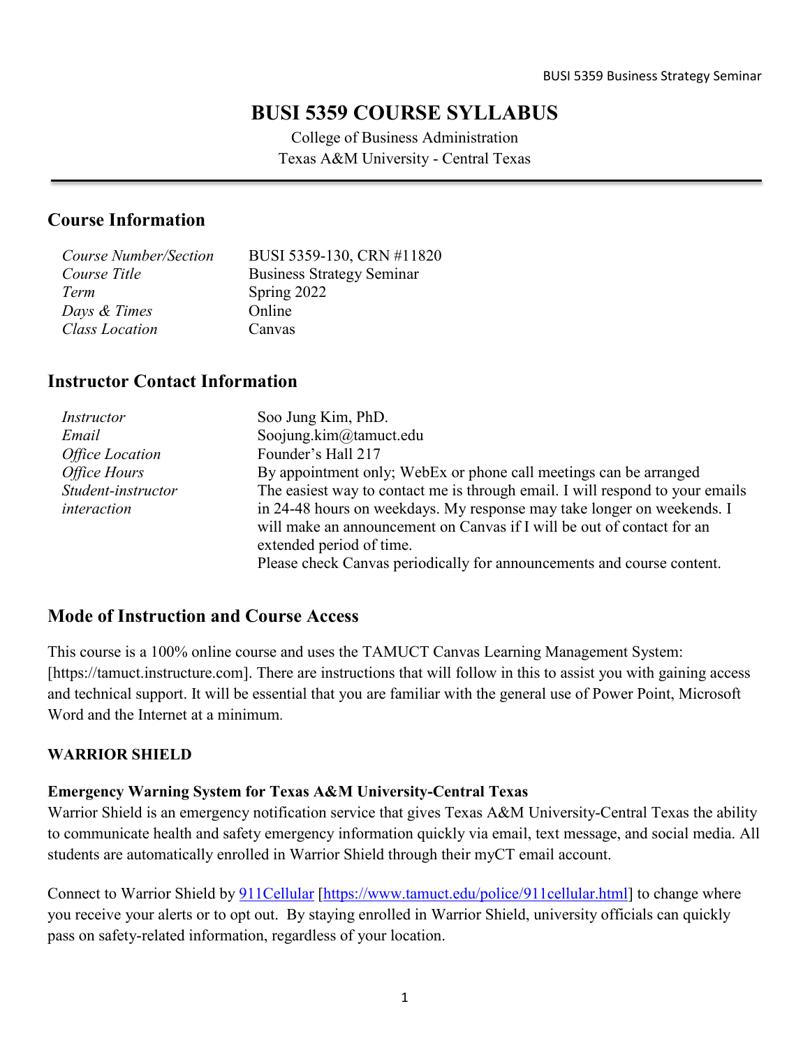# BUSI 5359 COURSE SYLLABUS

College of Business Administration
Texas A&M University - Central Texas

## Course Information

| | |
|---|---|
| *Course Number/Section* | BUSI 5359-130, CRN #11820 |
| *Course Title* | Business Strategy Seminar |
| *Term* | Spring 2022 |
| *Days & Times* | Online |
| *Class Location* | Canvas |

## Instructor Contact Information

| | |
|---|---|
| *Instructor* | Soo Jung Kim, PhD. |
| *Email* | Soojung.kim@tamuct.edu |
| *Office Location* | Founder's Hall 217 |
| *Office Hours* | By appointment only; WebEx or phone call meetings can be arranged |
| *Student-instructor interaction* | The easiest way to contact me is through email. I will respond to your emails in 24-48 hours on weekdays. My response may take longer on weekends. I will make an announcement on Canvas if I will be out of contact for an extended period of time. Please check Canvas periodically for announcements and course content. |

## Mode of Instruction and Course Access

This course is a 100% online course and uses the TAMUCT Canvas Learning Management System: [https://tamuct.instructure.com]. There are instructions that will follow in this to assist you with gaining access and technical support. It will be essential that you are familiar with the general use of Power Point, Microsoft Word and the Internet at a minimum.

### WARRIOR SHIELD

**Emergency Warning System for Texas A&M University-Central Texas**

Warrior Shield is an emergency notification service that gives Texas A&M University-Central Texas the ability to communicate health and safety emergency information quickly via email, text message, and social media. All students are automatically enrolled in Warrior Shield through their myCT email account.

Connect to Warrior Shield by 911Cellular [https://www.tamuct.edu/police/911cellular.html] to change where you receive your alerts or to opt out. By staying enrolled in Warrior Shield, university officials can quickly pass on safety-related information, regardless of your location.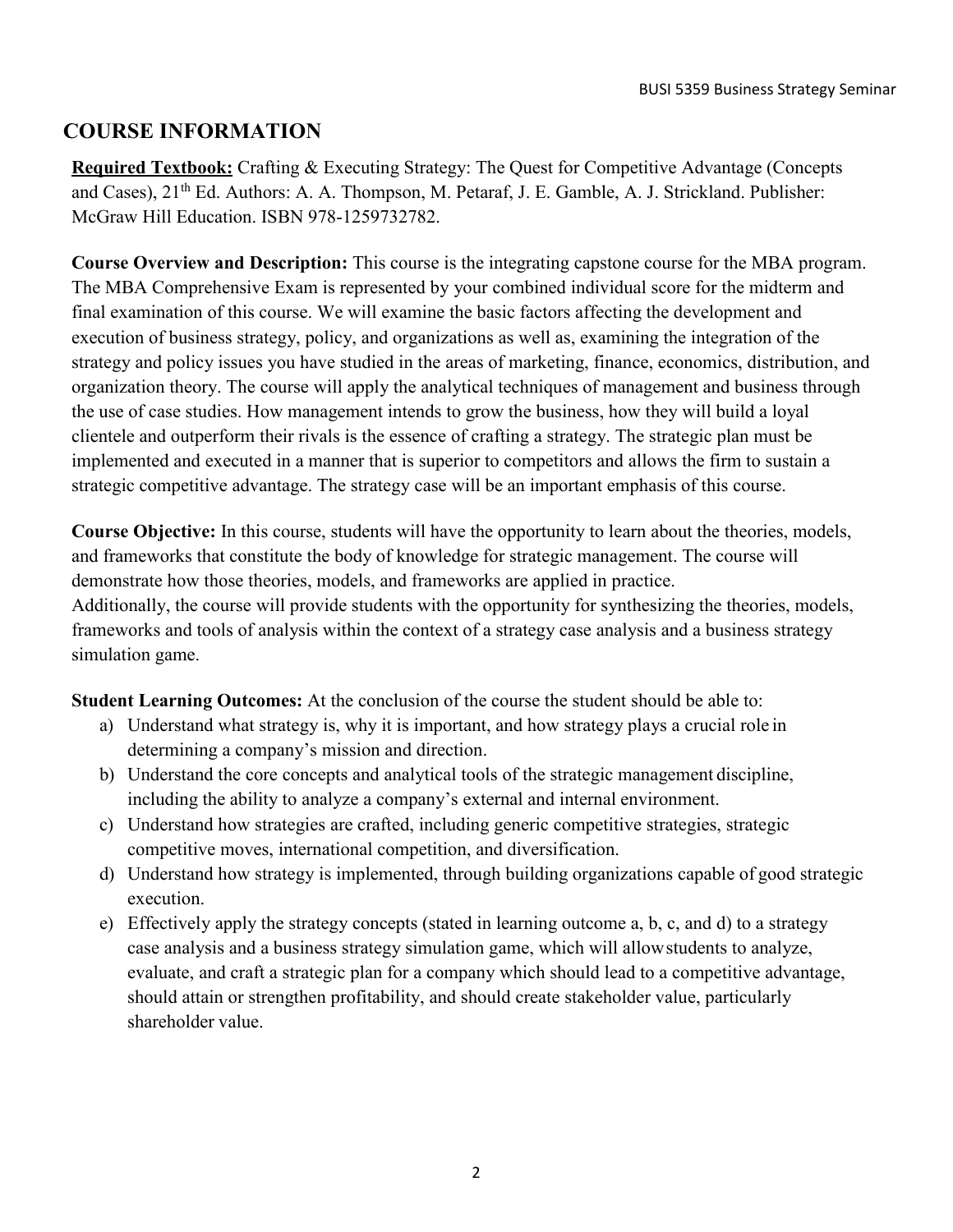# COURSE INFORMATION

**Required Textbook:** Crafting & Executing Strategy: The Quest for Competitive Advantage (Concepts and Cases), 21th Ed. Authors: A. A. Thompson, M. Petaraf, J. E. Gamble, A. J. Strickland. Publisher: McGraw Hill Education. ISBN 978-1259732782.

**Course Overview and Description:** This course is the integrating capstone course for the MBA program. The MBA Comprehensive Exam is represented by your combined individual score for the midterm and final examination of this course. We will examine the basic factors affecting the development and execution of business strategy, policy, and organizations as well as, examining the integration of the strategy and policy issues you have studied in the areas of marketing, finance, economics, distribution, and organization theory. The course will apply the analytical techniques of management and business through the use of case studies. How management intends to grow the business, how they will build a loyal clientele and outperform their rivals is the essence of crafting a strategy. The strategic plan must be implemented and executed in a manner that is superior to competitors and allows the firm to sustain a strategic competitive advantage. The strategy case will be an important emphasis of this course.

**Course Objective:** In this course, students will have the opportunity to learn about the theories, models, and frameworks that constitute the body of knowledge for strategic management. The course will demonstrate how those theories, models, and frameworks are applied in practice.
Additionally, the course will provide students with the opportunity for synthesizing the theories, models, frameworks and tools of analysis within the context of a strategy case analysis and a business strategy simulation game.

**Student Learning Outcomes:** At the conclusion of the course the student should be able to:

a) Understand what strategy is, why it is important, and how strategy plays a crucial role in determining a company's mission and direction.
b) Understand the core concepts and analytical tools of the strategic management discipline, including the ability to analyze a company's external and internal environment.
c) Understand how strategies are crafted, including generic competitive strategies, strategic competitive moves, international competition, and diversification.
d) Understand how strategy is implemented, through building organizations capable of good strategic execution.
e) Effectively apply the strategy concepts (stated in learning outcome a, b, c, and d) to a strategy case analysis and a business strategy simulation game, which will allow students to analyze, evaluate, and craft a strategic plan for a company which should lead to a competitive advantage, should attain or strengthen profitability, and should create stakeholder value, particularly shareholder value.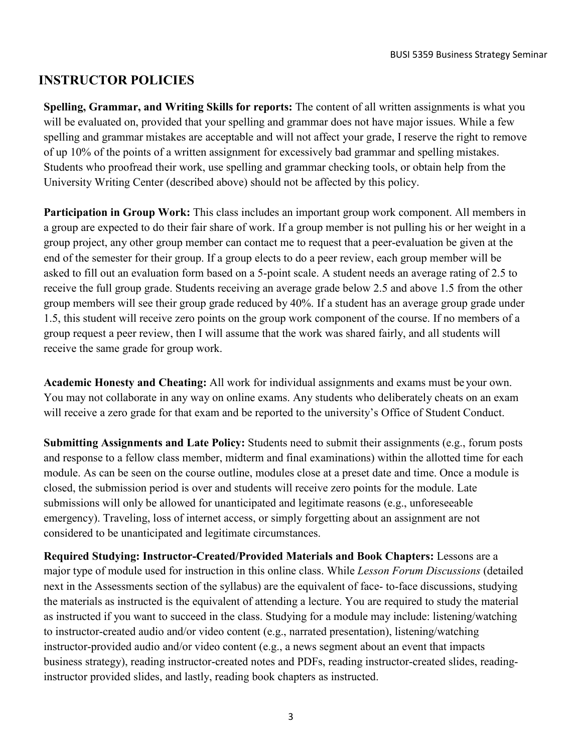# INSTRUCTOR POLICIES

**Spelling, Grammar, and Writing Skills for reports:** The content of all written assignments is what you will be evaluated on, provided that your spelling and grammar does not have major issues. While a few spelling and grammar mistakes are acceptable and will not affect your grade, I reserve the right to remove of up 10% of the points of a written assignment for excessively bad grammar and spelling mistakes. Students who proofread their work, use spelling and grammar checking tools, or obtain help from the University Writing Center (described above) should not be affected by this policy.

**Participation in Group Work:** This class includes an important group work component. All members in a group are expected to do their fair share of work. If a group member is not pulling his or her weight in a group project, any other group member can contact me to request that a peer-evaluation be given at the end of the semester for their group. If a group elects to do a peer review, each group member will be asked to fill out an evaluation form based on a 5-point scale. A student needs an average rating of 2.5 to receive the full group grade. Students receiving an average grade below 2.5 and above 1.5 from the other group members will see their group grade reduced by 40%. If a student has an average group grade under 1.5, this student will receive zero points on the group work component of the course. If no members of a group request a peer review, then I will assume that the work was shared fairly, and all students will receive the same grade for group work.

**Academic Honesty and Cheating:** All work for individual assignments and exams must be your own. You may not collaborate in any way on online exams. Any students who deliberately cheats on an exam will receive a zero grade for that exam and be reported to the university's Office of Student Conduct.

**Submitting Assignments and Late Policy:** Students need to submit their assignments (e.g., forum posts and response to a fellow class member, midterm and final examinations) within the allotted time for each module. As can be seen on the course outline, modules close at a preset date and time. Once a module is closed, the submission period is over and students will receive zero points for the module. Late submissions will only be allowed for unanticipated and legitimate reasons (e.g., unforeseeable emergency). Traveling, loss of internet access, or simply forgetting about an assignment are not considered to be unanticipated and legitimate circumstances.

**Required Studying: Instructor-Created/Provided Materials and Book Chapters:** Lessons are a major type of module used for instruction in this online class. While *Lesson Forum Discussions* (detailed next in the Assessments section of the syllabus) are the equivalent of face- to-face discussions, studying the materials as instructed is the equivalent of attending a lecture. You are required to study the material as instructed if you want to succeed in the class. Studying for a module may include: listening/watching to instructor-created audio and/or video content (e.g., narrated presentation), listening/watching instructor-provided audio and/or video content (e.g., a news segment about an event that impacts business strategy), reading instructor-created notes and PDFs, reading instructor-created slides, reading-instructor provided slides, and lastly, reading book chapters as instructed.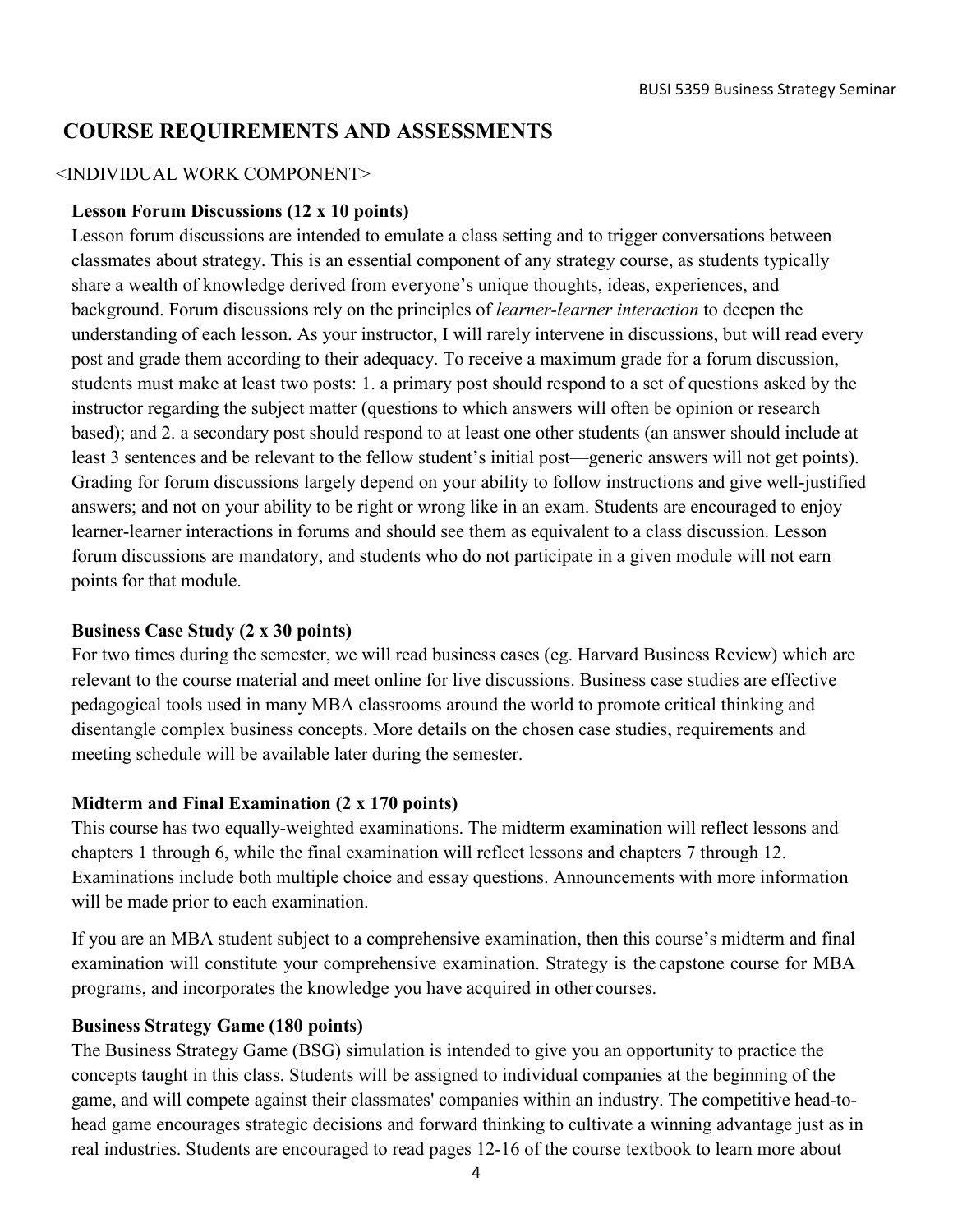## COURSE REQUIREMENTS AND ASSESSMENTS

<INDIVIDUAL WORK COMPONENT>

**Lesson Forum Discussions (12 x 10 points)**

Lesson forum discussions are intended to emulate a class setting and to trigger conversations between classmates about strategy. This is an essential component of any strategy course, as students typically share a wealth of knowledge derived from everyone's unique thoughts, ideas, experiences, and background. Forum discussions rely on the principles of *learner-learner interaction* to deepen the understanding of each lesson. As your instructor, I will rarely intervene in discussions, but will read every post and grade them according to their adequacy. To receive a maximum grade for a forum discussion, students must make at least two posts: 1. a primary post should respond to a set of questions asked by the instructor regarding the subject matter (questions to which answers will often be opinion or research based); and 2. a secondary post should respond to at least one other students (an answer should include at least 3 sentences and be relevant to the fellow student's initial post—generic answers will not get points). Grading for forum discussions largely depend on your ability to follow instructions and give well-justified answers; and not on your ability to be right or wrong like in an exam. Students are encouraged to enjoy learner-learner interactions in forums and should see them as equivalent to a class discussion. Lesson forum discussions are mandatory, and students who do not participate in a given module will not earn points for that module.

**Business Case Study (2 x 30 points)**

For two times during the semester, we will read business cases (eg. Harvard Business Review) which are relevant to the course material and meet online for live discussions. Business case studies are effective pedagogical tools used in many MBA classrooms around the world to promote critical thinking and disentangle complex business concepts. More details on the chosen case studies, requirements and meeting schedule will be available later during the semester.

**Midterm and Final Examination (2 x 170 points)**

This course has two equally-weighted examinations. The midterm examination will reflect lessons and chapters 1 through 6, while the final examination will reflect lessons and chapters 7 through 12. Examinations include both multiple choice and essay questions. Announcements with more information will be made prior to each examination.

If you are an MBA student subject to a comprehensive examination, then this course's midterm and final examination will constitute your comprehensive examination. Strategy is the capstone course for MBA programs, and incorporates the knowledge you have acquired in other courses.

**Business Strategy Game (180 points)**

The Business Strategy Game (BSG) simulation is intended to give you an opportunity to practice the concepts taught in this class. Students will be assigned to individual companies at the beginning of the game, and will compete against their classmates' companies within an industry. The competitive head-to-head game encourages strategic decisions and forward thinking to cultivate a winning advantage just as in real industries. Students are encouraged to read pages 12-16 of the course textbook to learn more about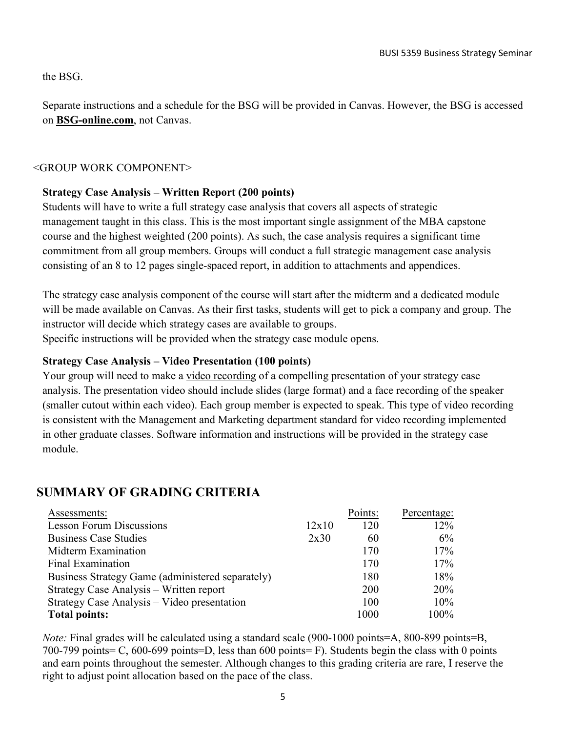the BSG.

Separate instructions and a schedule for the BSG will be provided in Canvas. However, the BSG is accessed on **BSG-online.com**, not Canvas.

<GROUP WORK COMPONENT>

**Strategy Case Analysis – Written Report (200 points)**

Students will have to write a full strategy case analysis that covers all aspects of strategic management taught in this class. This is the most important single assignment of the MBA capstone course and the highest weighted (200 points). As such, the case analysis requires a significant time commitment from all group members. Groups will conduct a full strategic management case analysis consisting of an 8 to 12 pages single-spaced report, in addition to attachments and appendices.

The strategy case analysis component of the course will start after the midterm and a dedicated module will be made available on Canvas. As their first tasks, students will get to pick a company and group. The instructor will decide which strategy cases are available to groups.
Specific instructions will be provided when the strategy case module opens.

**Strategy Case Analysis – Video Presentation (100 points)**

Your group will need to make a video recording of a compelling presentation of your strategy case analysis. The presentation video should include slides (large format) and a face recording of the speaker (smaller cutout within each video). Each group member is expected to speak. This type of video recording is consistent with the Management and Marketing department standard for video recording implemented in other graduate classes. Software information and instructions will be provided in the strategy case module.

## SUMMARY OF GRADING CRITERIA

| Assessments: | | Points: | Percentage: |
|---|---|---|---|
| Lesson Forum Discussions | 12x10 | 120 | 12% |
| Business Case Studies | 2x30 | 60 | 6% |
| Midterm Examination | | 170 | 17% |
| Final Examination | | 170 | 17% |
| Business Strategy Game (administered separately) | | 180 | 18% |
| Strategy Case Analysis – Written report | | 200 | 20% |
| Strategy Case Analysis – Video presentation | | 100 | 10% |
| **Total points:** | | 1000 | 100% |

*Note:* Final grades will be calculated using a standard scale (900-1000 points=A, 800-899 points=B, 700-799 points= C, 600-699 points=D, less than 600 points= F). Students begin the class with 0 points and earn points throughout the semester. Although changes to this grading criteria are rare, I reserve the right to adjust point allocation based on the pace of the class.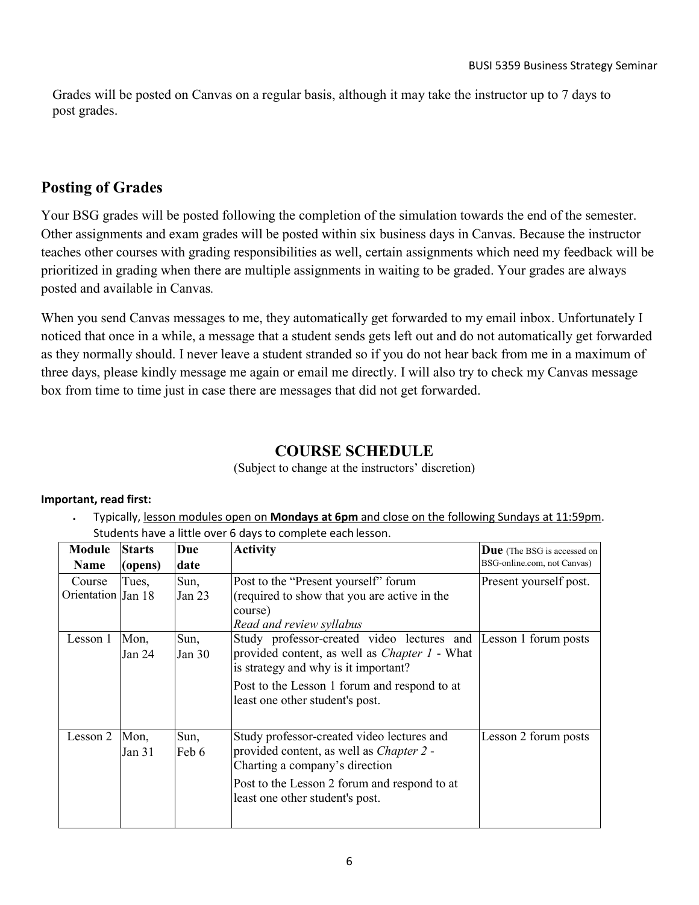Grades will be posted on Canvas on a regular basis, although it may take the instructor up to 7 days to post grades.

## Posting of Grades

Your BSG grades will be posted following the completion of the simulation towards the end of the semester. Other assignments and exam grades will be posted within six business days in Canvas. Because the instructor teaches other courses with grading responsibilities as well, certain assignments which need my feedback will be prioritized in grading when there are multiple assignments in waiting to be graded. Your grades are always posted and available in Canvas.

When you send Canvas messages to me, they automatically get forwarded to my email inbox. Unfortunately I noticed that once in a while, a message that a student sends gets left out and do not automatically get forwarded as they normally should. I never leave a student stranded so if you do not hear back from me in a maximum of three days, please kindly message me again or email me directly. I will also try to check my Canvas message box from time to time just in case there are messages that did not get forwarded.

## COURSE SCHEDULE

(Subject to change at the instructors' discretion)

**Important, read first:**

- Typically, lesson modules open on **Mondays at 6pm** and close on the following Sundays at 11:59pm. Students have a little over 6 days to complete each lesson.

| Module Name | Starts (opens) | Due date | Activity | Due (The BSG is accessed on BSG-online.com, not Canvas) |
|---|---|---|---|---|
| Course Orientation | Tues, Jan 18 | Sun, Jan 23 | Post to the "Present yourself" forum (required to show that you are active in the course)<br>*Read and review syllabus* | Present yourself post. |
| Lesson 1 | Mon, Jan 24 | Sun, Jan 30 | Study professor-created video lectures and provided content, as well as *Chapter 1* - What is strategy and why is it important?<br>Post to the Lesson 1 forum and respond to at least one other student's post. | Lesson 1 forum posts |
| Lesson 2 | Mon, Jan 31 | Sun, Feb 6 | Study professor-created video lectures and provided content, as well as *Chapter 2* - Charting a company's direction<br>Post to the Lesson 2 forum and respond to at least one other student's post. | Lesson 2 forum posts |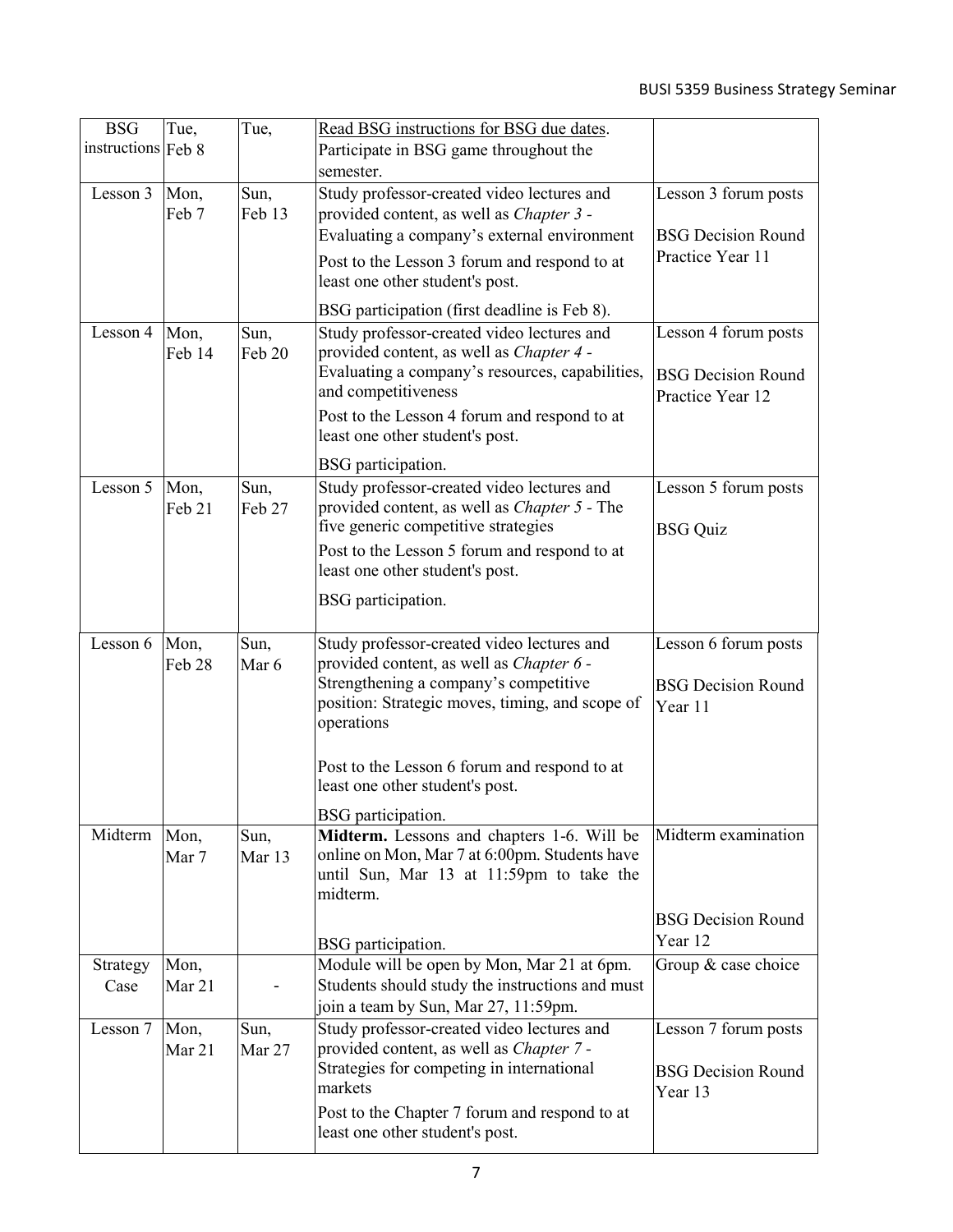| BSG instructions | Tue, Feb 8 | Tue, | Read BSG instructions for BSG due dates. Participate in BSG game throughout the semester. | |
|---|---|---|---|---|
| Lesson 3 | Mon, Feb 7 | Sun, Feb 13 | Study professor-created video lectures and provided content, as well as *Chapter 3 -* Evaluating a company's external environment<br><br>Post to the Lesson 3 forum and respond to at least one other student's post.<br><br>BSG participation (first deadline is Feb 8). | Lesson 3 forum posts<br><br>BSG Decision Round Practice Year 11 |
| Lesson 4 | Mon, Feb 14 | Sun, Feb 20 | Study professor-created video lectures and provided content, as well as *Chapter 4 -* Evaluating a company's resources, capabilities, and competitiveness<br><br>Post to the Lesson 4 forum and respond to at least one other student's post.<br><br>BSG participation. | Lesson 4 forum posts<br><br>BSG Decision Round Practice Year 12 |
| Lesson 5 | Mon, Feb 21 | Sun, Feb 27 | Study professor-created video lectures and provided content, as well as *Chapter 5 -* The five generic competitive strategies<br><br>Post to the Lesson 5 forum and respond to at least one other student's post.<br><br>BSG participation. | Lesson 5 forum posts<br><br>BSG Quiz |
| Lesson 6 | Mon, Feb 28 | Sun, Mar 6 | Study professor-created video lectures and provided content, as well as *Chapter 6 -* Strengthening a company's competitive position: Strategic moves, timing, and scope of operations<br><br>Post to the Lesson 6 forum and respond to at least one other student's post.<br><br>BSG participation. | Lesson 6 forum posts<br><br>BSG Decision Round Year 11 |
| Midterm | Mon, Mar 7 | Sun, Mar 13 | **Midterm.** Lessons and chapters 1-6. Will be online on Mon, Mar 7 at 6:00pm. Students have until Sun, Mar 13 at 11:59pm to take the midterm.<br><br>BSG participation. | Midterm examination<br><br>BSG Decision Round Year 12 |
| Strategy Case | Mon, Mar 21 | - | Module will be open by Mon, Mar 21 at 6pm. Students should study the instructions and must join a team by Sun, Mar 27, 11:59pm. | Group & case choice |
| Lesson 7 | Mon, Mar 21 | Sun, Mar 27 | Study professor-created video lectures and provided content, as well as *Chapter 7 -* Strategies for competing in international markets<br><br>Post to the Chapter 7 forum and respond to at least one other student's post. | Lesson 7 forum posts<br><br>BSG Decision Round Year 13 |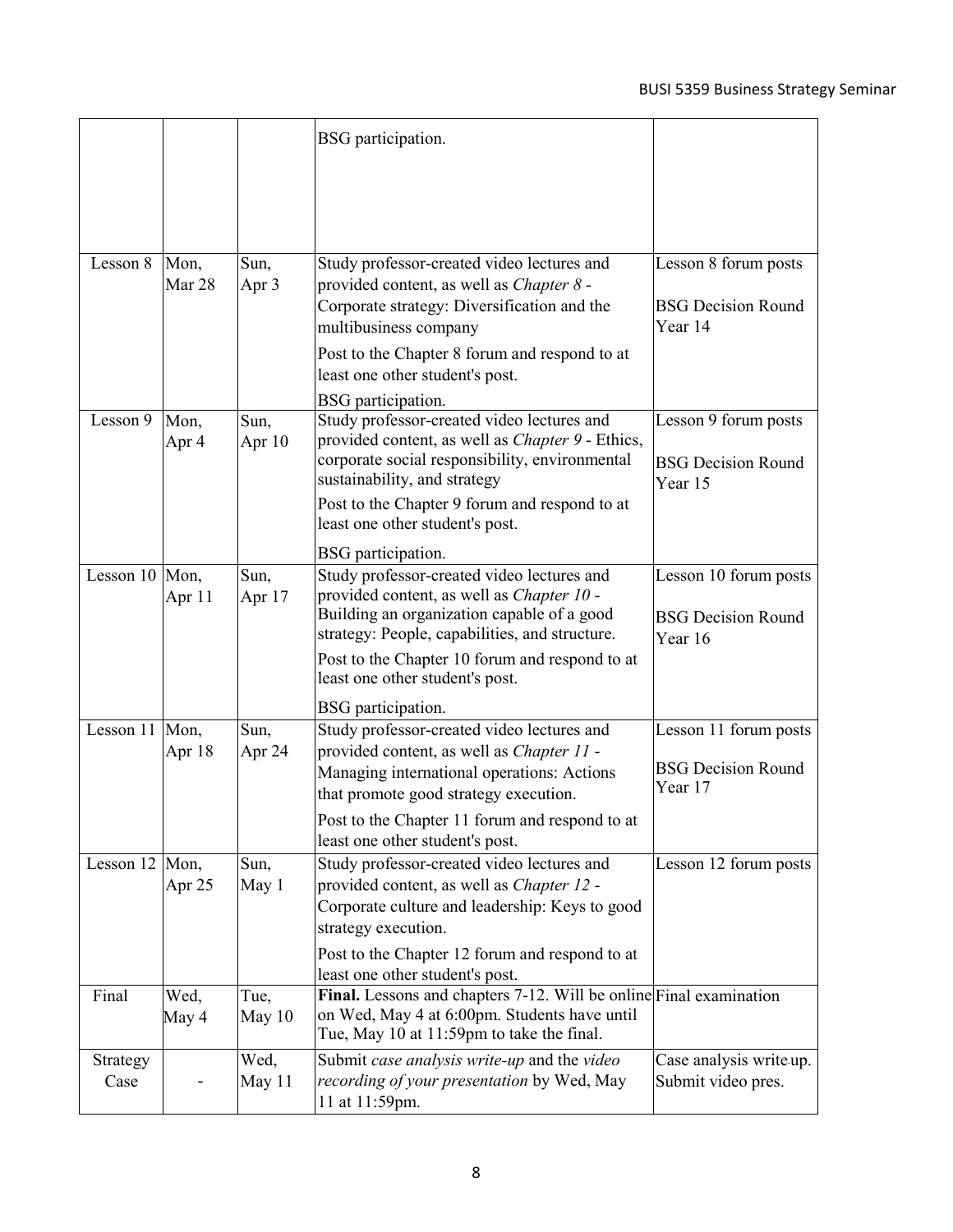|  |  |  | BSG participation. |  |
| --- | --- | --- | --- | --- |
| Lesson 8 | Mon, Mar 28 | Sun, Apr 3 | Study professor-created video lectures and provided content, as well as *Chapter 8* - Corporate strategy: Diversification and the multibusiness company<br><br>Post to the Chapter 8 forum and respond to at least one other student's post.<br><br>BSG participation. | Lesson 8 forum posts<br><br>BSG Decision Round Year 14 |
| Lesson 9 | Mon, Apr 4 | Sun, Apr 10 | Study professor-created video lectures and provided content, as well as *Chapter 9* - Ethics, corporate social responsibility, environmental sustainability, and strategy<br><br>Post to the Chapter 9 forum and respond to at least one other student's post.<br><br>BSG participation. | Lesson 9 forum posts<br><br>BSG Decision Round Year 15 |
| Lesson 10 | Mon, Apr 11 | Sun, Apr 17 | Study professor-created video lectures and provided content, as well as *Chapter 10* - Building an organization capable of a good strategy: People, capabilities, and structure.<br><br>Post to the Chapter 10 forum and respond to at least one other student's post.<br><br>BSG participation. | Lesson 10 forum posts<br><br>BSG Decision Round Year 16 |
| Lesson 11 | Mon, Apr 18 | Sun, Apr 24 | Study professor-created video lectures and provided content, as well as *Chapter 11* - Managing international operations: Actions that promote good strategy execution.<br><br>Post to the Chapter 11 forum and respond to at least one other student's post. | Lesson 11 forum posts<br><br>BSG Decision Round Year 17 |
| Lesson 12 | Mon, Apr 25 | Sun, May 1 | Study professor-created video lectures and provided content, as well as *Chapter 12* - Corporate culture and leadership: Keys to good strategy execution.<br><br>Post to the Chapter 12 forum and respond to at least one other student's post. | Lesson 12 forum posts |
| Final | Wed, May 4 | Tue, May 10 | **Final.** Lessons and chapters 7-12. Will be online on Wed, May 4 at 6:00pm. Students have until Tue, May 10 at 11:59pm to take the final. | Final examination |
| Strategy Case | - | Wed, May 11 | Submit *case analysis write-up* and the *video recording of your presentation* by Wed, May 11 at 11:59pm. | Case analysis write-up. Submit video pres. |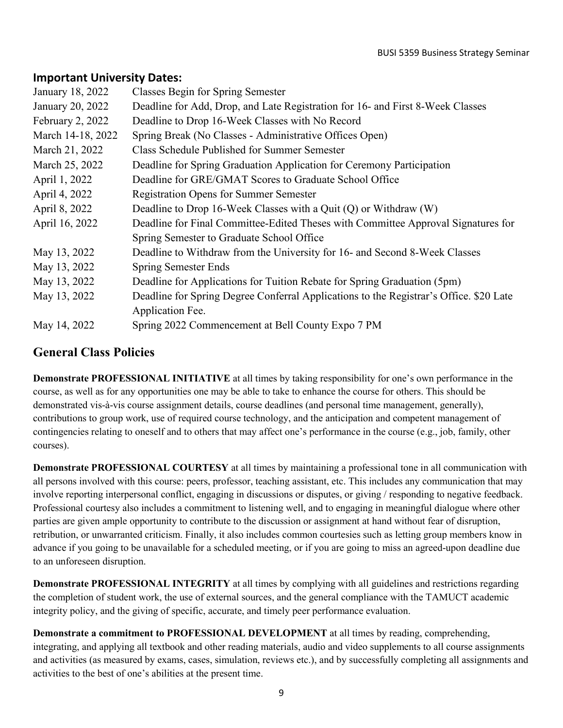## Important University Dates:

| | |
|---|---|
| January 18, 2022 | Classes Begin for Spring Semester |
| January 20, 2022 | Deadline for Add, Drop, and Late Registration for 16- and First 8-Week Classes |
| February 2, 2022 | Deadline to Drop 16-Week Classes with No Record |
| March 14-18, 2022 | Spring Break (No Classes - Administrative Offices Open) |
| March 21, 2022 | Class Schedule Published for Summer Semester |
| March 25, 2022 | Deadline for Spring Graduation Application for Ceremony Participation |
| April 1, 2022 | Deadline for GRE/GMAT Scores to Graduate School Office |
| April 4, 2022 | Registration Opens for Summer Semester |
| April 8, 2022 | Deadline to Drop 16-Week Classes with a Quit (Q) or Withdraw (W) |
| April 16, 2022 | Deadline for Final Committee-Edited Theses with Committee Approval Signatures for Spring Semester to Graduate School Office |
| May 13, 2022 | Deadline to Withdraw from the University for 16- and Second 8-Week Classes |
| May 13, 2022 | Spring Semester Ends |
| May 13, 2022 | Deadline for Applications for Tuition Rebate for Spring Graduation (5pm) |
| May 13, 2022 | Deadline for Spring Degree Conferral Applications to the Registrar's Office. $20 Late Application Fee. |
| May 14, 2022 | Spring 2022 Commencement at Bell County Expo 7 PM |

## General Class Policies

**Demonstrate PROFESSIONAL INITIATIVE** at all times by taking responsibility for one's own performance in the course, as well as for any opportunities one may be able to take to enhance the course for others. This should be demonstrated vis-à-vis course assignment details, course deadlines (and personal time management, generally), contributions to group work, use of required course technology, and the anticipation and competent management of contingencies relating to oneself and to others that may affect one's performance in the course (e.g., job, family, other courses).

**Demonstrate PROFESSIONAL COURTESY** at all times by maintaining a professional tone in all communication with all persons involved with this course: peers, professor, teaching assistant, etc. This includes any communication that may involve reporting interpersonal conflict, engaging in discussions or disputes, or giving / responding to negative feedback. Professional courtesy also includes a commitment to listening well, and to engaging in meaningful dialogue where other parties are given ample opportunity to contribute to the discussion or assignment at hand without fear of disruption, retribution, or unwarranted criticism. Finally, it also includes common courtesies such as letting group members know in advance if you going to be unavailable for a scheduled meeting, or if you are going to miss an agreed-upon deadline due to an unforeseen disruption.

**Demonstrate PROFESSIONAL INTEGRITY** at all times by complying with all guidelines and restrictions regarding the completion of student work, the use of external sources, and the general compliance with the TAMUCT academic integrity policy, and the giving of specific, accurate, and timely peer performance evaluation.

**Demonstrate a commitment to PROFESSIONAL DEVELOPMENT** at all times by reading, comprehending, integrating, and applying all textbook and other reading materials, audio and video supplements to all course assignments and activities (as measured by exams, cases, simulation, reviews etc.), and by successfully completing all assignments and activities to the best of one's abilities at the present time.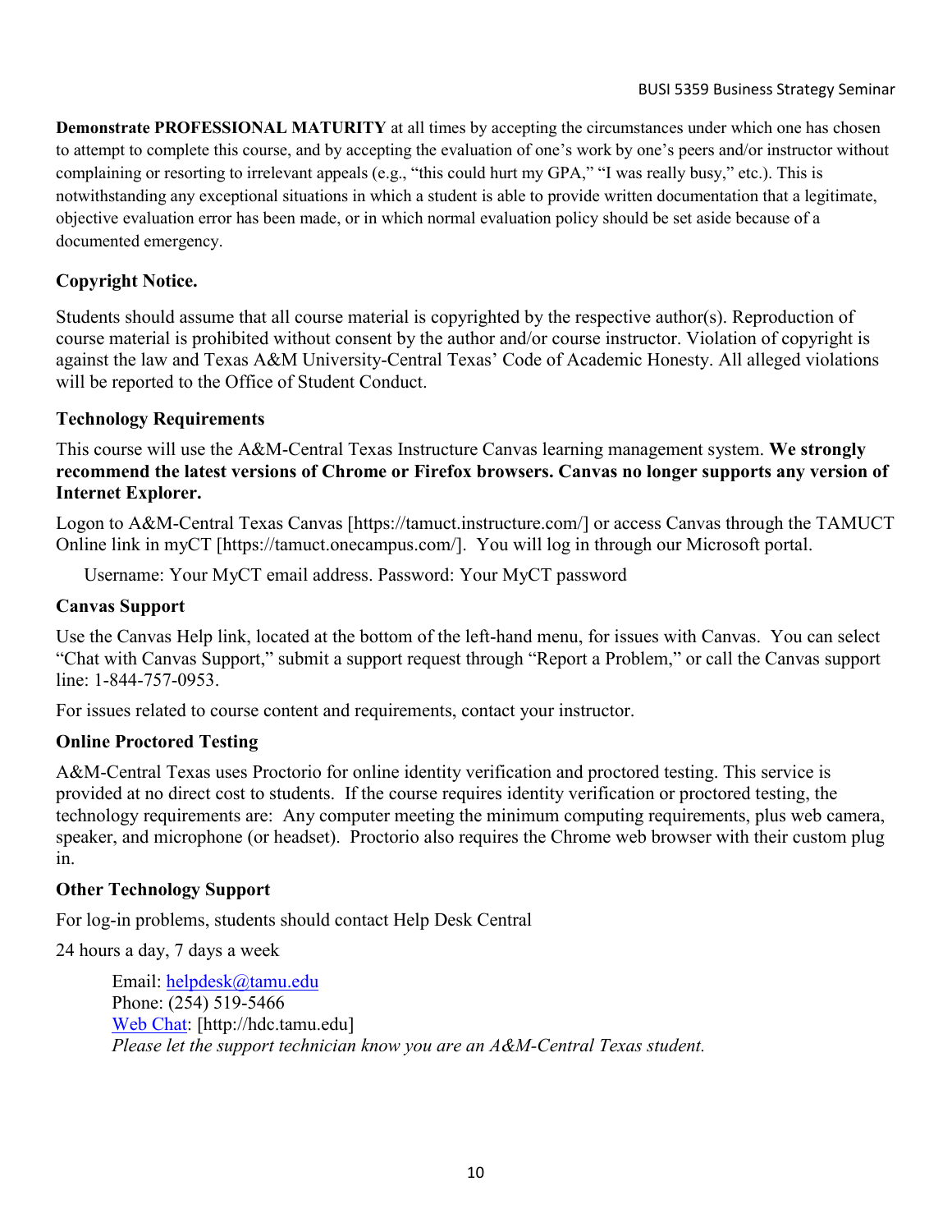**Demonstrate PROFESSIONAL MATURITY** at all times by accepting the circumstances under which one has chosen to attempt to complete this course, and by accepting the evaluation of one's work by one's peers and/or instructor without complaining or resorting to irrelevant appeals (e.g., "this could hurt my GPA," "I was really busy," etc.). This is notwithstanding any exceptional situations in which a student is able to provide written documentation that a legitimate, objective evaluation error has been made, or in which normal evaluation policy should be set aside because of a documented emergency.

### Copyright Notice.

Students should assume that all course material is copyrighted by the respective author(s). Reproduction of course material is prohibited without consent by the author and/or course instructor. Violation of copyright is against the law and Texas A&M University-Central Texas' Code of Academic Honesty. All alleged violations will be reported to the Office of Student Conduct.

### Technology Requirements

This course will use the A&M-Central Texas Instructure Canvas learning management system. **We strongly recommend the latest versions of Chrome or Firefox browsers. Canvas no longer supports any version of Internet Explorer.**

Logon to A&M-Central Texas Canvas [https://tamuct.instructure.com/] or access Canvas through the TAMUCT Online link in myCT [https://tamuct.onecampus.com/]. You will log in through our Microsoft portal.

Username: Your MyCT email address. Password: Your MyCT password

### Canvas Support

Use the Canvas Help link, located at the bottom of the left-hand menu, for issues with Canvas. You can select "Chat with Canvas Support," submit a support request through "Report a Problem," or call the Canvas support line: 1-844-757-0953.

For issues related to course content and requirements, contact your instructor.

### Online Proctored Testing

A&M-Central Texas uses Proctorio for online identity verification and proctored testing. This service is provided at no direct cost to students. If the course requires identity verification or proctored testing, the technology requirements are: Any computer meeting the minimum computing requirements, plus web camera, speaker, and microphone (or headset). Proctorio also requires the Chrome web browser with their custom plug in.

### Other Technology Support

For log-in problems, students should contact Help Desk Central

24 hours a day, 7 days a week

Email: helpdesk@tamu.edu
Phone: (254) 519-5466
Web Chat: [http://hdc.tamu.edu]
*Please let the support technician know you are an A&M-Central Texas student.*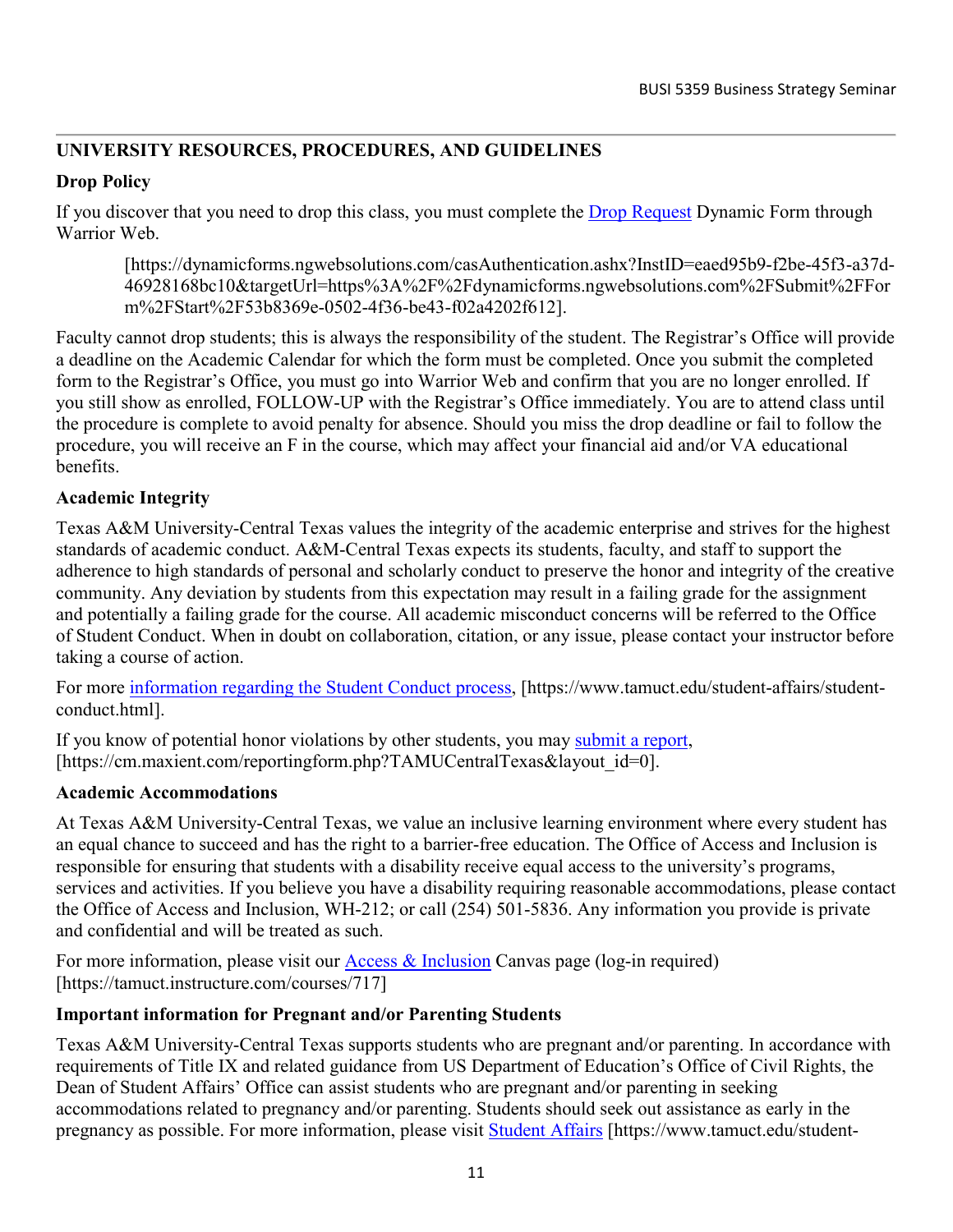## UNIVERSITY RESOURCES, PROCEDURES, AND GUIDELINES

### Drop Policy

If you discover that you need to drop this class, you must complete the Drop Request Dynamic Form through Warrior Web.

> [https://dynamicforms.ngwebsolutions.com/casAuthentication.ashx?InstID=eaed95b9-f2be-45f3-a37d-46928168bc10&targetUrl=https%3A%2F%2Fdynamicforms.ngwebsolutions.com%2FSubmit%2FForm%2FStart%2F53b8369e-0502-4f36-be43-f02a4202f612].

Faculty cannot drop students; this is always the responsibility of the student. The Registrar's Office will provide a deadline on the Academic Calendar for which the form must be completed. Once you submit the completed form to the Registrar's Office, you must go into Warrior Web and confirm that you are no longer enrolled. If you still show as enrolled, FOLLOW-UP with the Registrar's Office immediately. You are to attend class until the procedure is complete to avoid penalty for absence. Should you miss the drop deadline or fail to follow the procedure, you will receive an F in the course, which may affect your financial aid and/or VA educational benefits.

### Academic Integrity

Texas A&M University-Central Texas values the integrity of the academic enterprise and strives for the highest standards of academic conduct. A&M-Central Texas expects its students, faculty, and staff to support the adherence to high standards of personal and scholarly conduct to preserve the honor and integrity of the creative community. Any deviation by students from this expectation may result in a failing grade for the assignment and potentially a failing grade for the course. All academic misconduct concerns will be referred to the Office of Student Conduct. When in doubt on collaboration, citation, or any issue, please contact your instructor before taking a course of action.

For more information regarding the Student Conduct process, [https://www.tamuct.edu/student-affairs/student-conduct.html].

If you know of potential honor violations by other students, you may submit a report, [https://cm.maxient.com/reportingform.php?TAMUCentralTexas&layout_id=0].

### Academic Accommodations

At Texas A&M University-Central Texas, we value an inclusive learning environment where every student has an equal chance to succeed and has the right to a barrier-free education. The Office of Access and Inclusion is responsible for ensuring that students with a disability receive equal access to the university's programs, services and activities. If you believe you have a disability requiring reasonable accommodations, please contact the Office of Access and Inclusion, WH-212; or call (254) 501-5836. Any information you provide is private and confidential and will be treated as such.

For more information, please visit our Access & Inclusion Canvas page (log-in required) [https://tamuct.instructure.com/courses/717]

### Important information for Pregnant and/or Parenting Students

Texas A&M University-Central Texas supports students who are pregnant and/or parenting. In accordance with requirements of Title IX and related guidance from US Department of Education's Office of Civil Rights, the Dean of Student Affairs' Office can assist students who are pregnant and/or parenting in seeking accommodations related to pregnancy and/or parenting. Students should seek out assistance as early in the pregnancy as possible. For more information, please visit Student Affairs [https://www.tamuct.edu/student-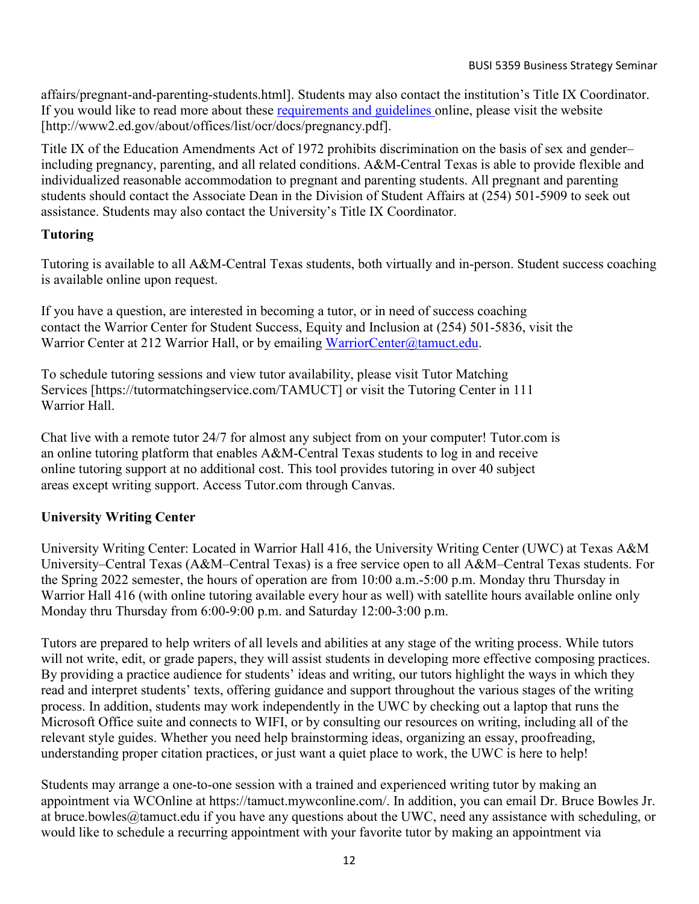affairs/pregnant-and-parenting-students.html]. Students may also contact the institution's Title IX Coordinator. If you would like to read more about these requirements and guidelines online, please visit the website [http://www2.ed.gov/about/offices/list/ocr/docs/pregnancy.pdf].

Title IX of the Education Amendments Act of 1972 prohibits discrimination on the basis of sex and gender–including pregnancy, parenting, and all related conditions. A&M-Central Texas is able to provide flexible and individualized reasonable accommodation to pregnant and parenting students. All pregnant and parenting students should contact the Associate Dean in the Division of Student Affairs at (254) 501-5909 to seek out assistance. Students may also contact the University's Title IX Coordinator.

**Tutoring**

Tutoring is available to all A&M-Central Texas students, both virtually and in-person. Student success coaching is available online upon request.

If you have a question, are interested in becoming a tutor, or in need of success coaching contact the Warrior Center for Student Success, Equity and Inclusion at (254) 501-5836, visit the Warrior Center at 212 Warrior Hall, or by emailing WarriorCenter@tamuct.edu.

To schedule tutoring sessions and view tutor availability, please visit Tutor Matching Services [https://tutormatchingservice.com/TAMUCT] or visit the Tutoring Center in 111 Warrior Hall.

Chat live with a remote tutor 24/7 for almost any subject from on your computer! Tutor.com is an online tutoring platform that enables A&M-Central Texas students to log in and receive online tutoring support at no additional cost. This tool provides tutoring in over 40 subject areas except writing support. Access Tutor.com through Canvas.

**University Writing Center**

University Writing Center: Located in Warrior Hall 416, the University Writing Center (UWC) at Texas A&M University–Central Texas (A&M–Central Texas) is a free service open to all A&M–Central Texas students. For the Spring 2022 semester, the hours of operation are from 10:00 a.m.-5:00 p.m. Monday thru Thursday in Warrior Hall 416 (with online tutoring available every hour as well) with satellite hours available online only Monday thru Thursday from 6:00-9:00 p.m. and Saturday 12:00-3:00 p.m.

Tutors are prepared to help writers of all levels and abilities at any stage of the writing process. While tutors will not write, edit, or grade papers, they will assist students in developing more effective composing practices. By providing a practice audience for students' ideas and writing, our tutors highlight the ways in which they read and interpret students' texts, offering guidance and support throughout the various stages of the writing process. In addition, students may work independently in the UWC by checking out a laptop that runs the Microsoft Office suite and connects to WIFI, or by consulting our resources on writing, including all of the relevant style guides. Whether you need help brainstorming ideas, organizing an essay, proofreading, understanding proper citation practices, or just want a quiet place to work, the UWC is here to help!

Students may arrange a one-to-one session with a trained and experienced writing tutor by making an appointment via WCOnline at https://tamuct.mywconline.com/. In addition, you can email Dr. Bruce Bowles Jr. at bruce.bowles@tamuct.edu if you have any questions about the UWC, need any assistance with scheduling, or would like to schedule a recurring appointment with your favorite tutor by making an appointment via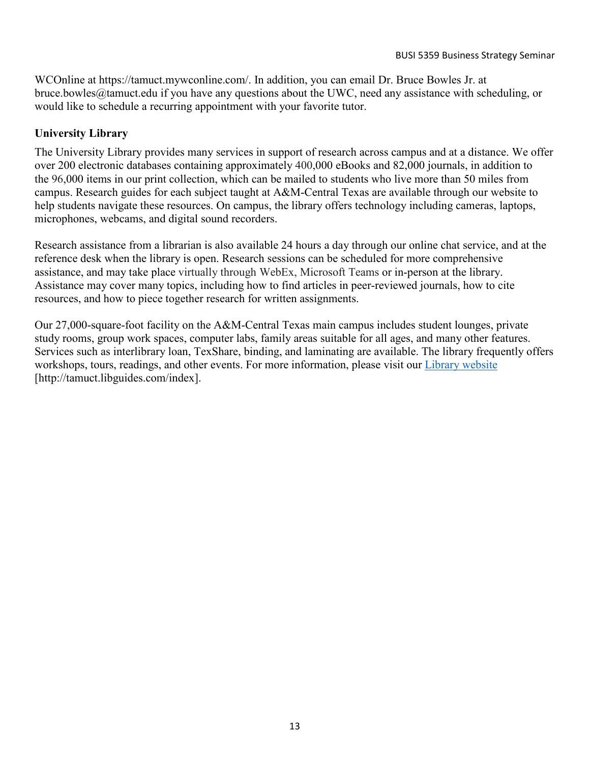WCOnline at https://tamuct.mywconline.com/. In addition, you can email Dr. Bruce Bowles Jr. at bruce.bowles@tamuct.edu if you have any questions about the UWC, need any assistance with scheduling, or would like to schedule a recurring appointment with your favorite tutor.

**University Library**

The University Library provides many services in support of research across campus and at a distance. We offer over 200 electronic databases containing approximately 400,000 eBooks and 82,000 journals, in addition to the 96,000 items in our print collection, which can be mailed to students who live more than 50 miles from campus. Research guides for each subject taught at A&M-Central Texas are available through our website to help students navigate these resources. On campus, the library offers technology including cameras, laptops, microphones, webcams, and digital sound recorders.

Research assistance from a librarian is also available 24 hours a day through our online chat service, and at the reference desk when the library is open. Research sessions can be scheduled for more comprehensive assistance, and may take place virtually through WebEx, Microsoft Teams or in-person at the library. Assistance may cover many topics, including how to find articles in peer-reviewed journals, how to cite resources, and how to piece together research for written assignments.

Our 27,000-square-foot facility on the A&M-Central Texas main campus includes student lounges, private study rooms, group work spaces, computer labs, family areas suitable for all ages, and many other features. Services such as interlibrary loan, TexShare, binding, and laminating are available. The library frequently offers workshops, tours, readings, and other events. For more information, please visit our [Library website](http://tamuct.libguides.com/index) [http://tamuct.libguides.com/index].